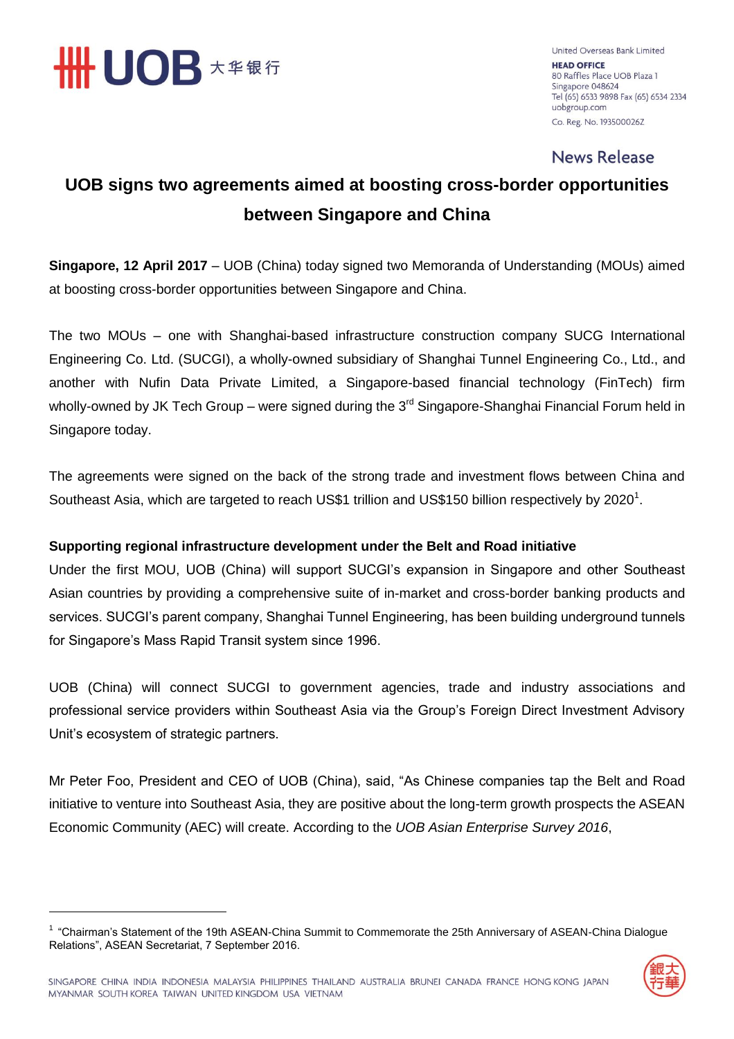United Overseas Bank Limited
**HEAD OFFICE**
80 Raffles Place UOB Plaza 1
Singapore 048624
Tel (65) 6533 9898 Fax (65) 6534 2334
uobgroup.com
Co. Reg. No. 193500026Z

News Release

# UOB signs two agreements aimed at boosting cross-border opportunities between Singapore and China

**Singapore, 12 April 2017** – UOB (China) today signed two Memoranda of Understanding (MOUs) aimed at boosting cross-border opportunities between Singapore and China.

The two MOUs – one with Shanghai-based infrastructure construction company SUCG International Engineering Co. Ltd. (SUCGI), a wholly-owned subsidiary of Shanghai Tunnel Engineering Co., Ltd., and another with Nufin Data Private Limited, a Singapore-based financial technology (FinTech) firm wholly-owned by JK Tech Group – were signed during the 3rd Singapore-Shanghai Financial Forum held in Singapore today.

The agreements were signed on the back of the strong trade and investment flows between China and Southeast Asia, which are targeted to reach US$1 trillion and US$150 billion respectively by 2020[1].

**Supporting regional infrastructure development under the Belt and Road initiative**

Under the first MOU, UOB (China) will support SUCGI's expansion in Singapore and other Southeast Asian countries by providing a comprehensive suite of in-market and cross-border banking products and services. SUCGI's parent company, Shanghai Tunnel Engineering, has been building underground tunnels for Singapore's Mass Rapid Transit system since 1996.

UOB (China) will connect SUCGI to government agencies, trade and industry associations and professional service providers within Southeast Asia via the Group's Foreign Direct Investment Advisory Unit's ecosystem of strategic partners.

Mr Peter Foo, President and CEO of UOB (China), said, "As Chinese companies tap the Belt and Road initiative to venture into Southeast Asia, they are positive about the long-term growth prospects the ASEAN Economic Community (AEC) will create. According to the *UOB Asian Enterprise Survey 2016*,

---

[1] "Chairman's Statement of the 19th ASEAN-China Summit to Commemorate the 25th Anniversary of ASEAN-China Dialogue Relations", ASEAN Secretariat, 7 September 2016.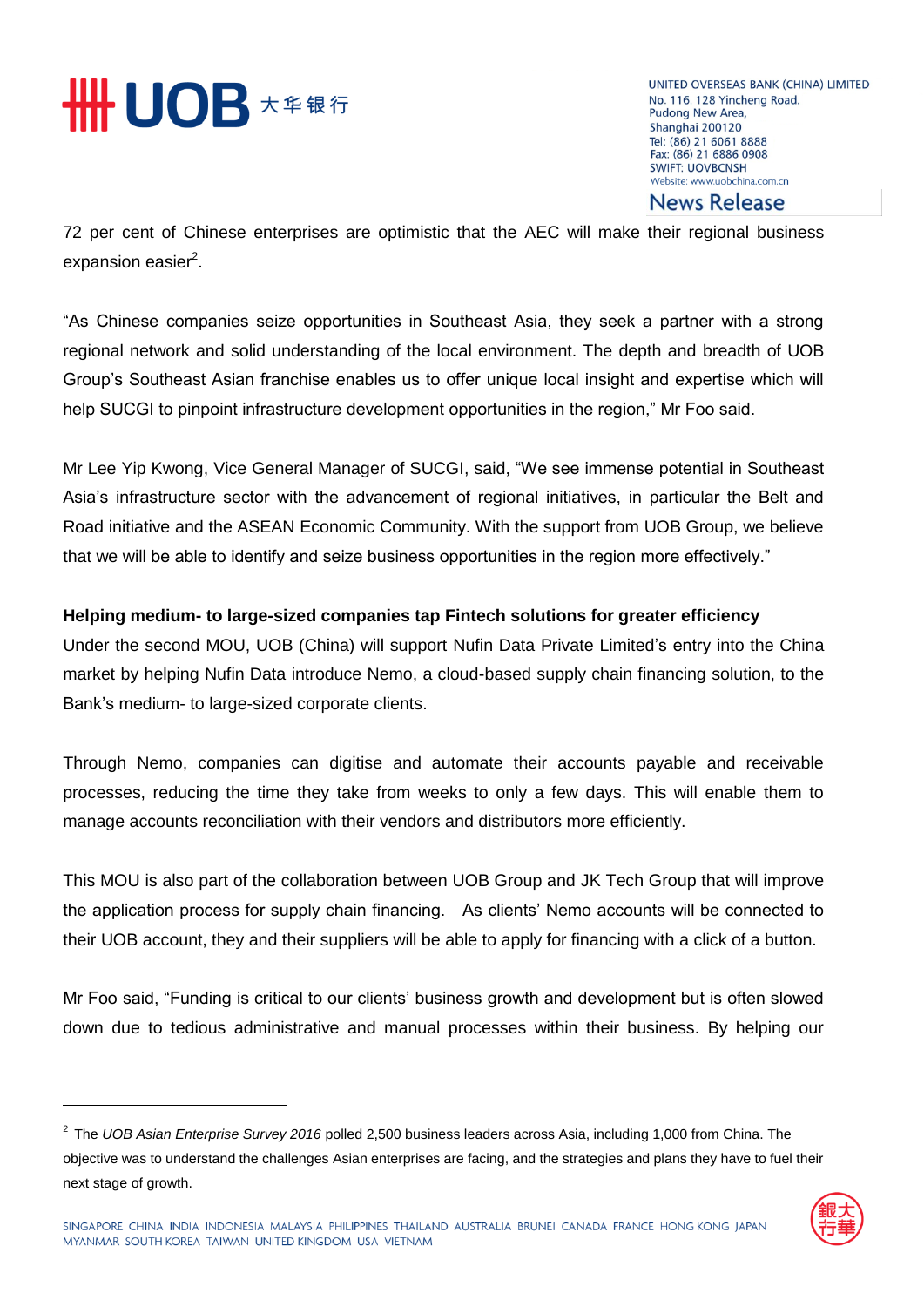72 per cent of Chinese enterprises are optimistic that the AEC will make their regional business expansion easier[2].

"As Chinese companies seize opportunities in Southeast Asia, they seek a partner with a strong regional network and solid understanding of the local environment. The depth and breadth of UOB Group's Southeast Asian franchise enables us to offer unique local insight and expertise which will help SUCGI to pinpoint infrastructure development opportunities in the region," Mr Foo said.

Mr Lee Yip Kwong, Vice General Manager of SUCGI, said, "We see immense potential in Southeast Asia's infrastructure sector with the advancement of regional initiatives, in particular the Belt and Road initiative and the ASEAN Economic Community. With the support from UOB Group, we believe that we will be able to identify and seize business opportunities in the region more effectively."

**Helping medium- to large-sized companies tap Fintech solutions for greater efficiency**

Under the second MOU, UOB (China) will support Nufin Data Private Limited's entry into the China market by helping Nufin Data introduce Nemo, a cloud-based supply chain financing solution, to the Bank's medium- to large-sized corporate clients.

Through Nemo, companies can digitise and automate their accounts payable and receivable processes, reducing the time they take from weeks to only a few days. This will enable them to manage accounts reconciliation with their vendors and distributors more efficiently.

This MOU is also part of the collaboration between UOB Group and JK Tech Group that will improve the application process for supply chain financing. As clients' Nemo accounts will be connected to their UOB account, they and their suppliers will be able to apply for financing with a click of a button.

Mr Foo said, "Funding is critical to our clients' business growth and development but is often slowed down due to tedious administrative and manual processes within their business. By helping our

---

[2] The *UOB Asian Enterprise Survey 2016* polled 2,500 business leaders across Asia, including 1,000 from China. The objective was to understand the challenges Asian enterprises are facing, and the strategies and plans they have to fuel their next stage of growth.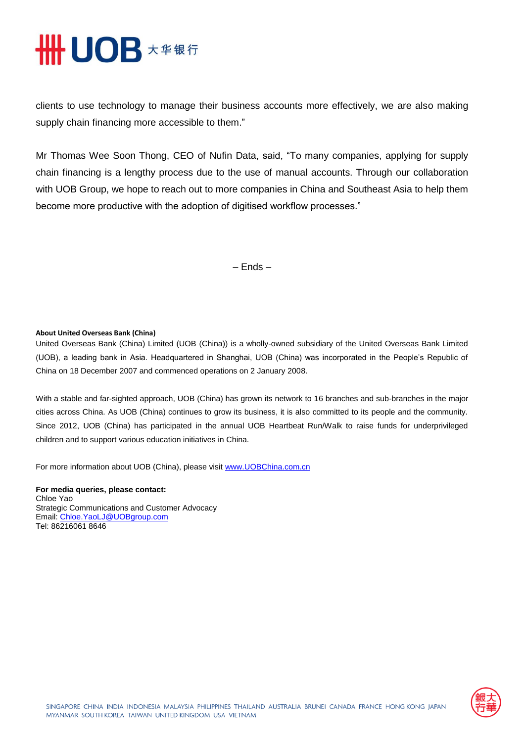clients to use technology to manage their business accounts more effectively, we are also making supply chain financing more accessible to them."

Mr Thomas Wee Soon Thong, CEO of Nufin Data, said, "To many companies, applying for supply chain financing is a lengthy process due to the use of manual accounts. Through our collaboration with UOB Group, we hope to reach out to more companies in China and Southeast Asia to help them become more productive with the adoption of digitised workflow processes."

– Ends –

**About United Overseas Bank (China)**

United Overseas Bank (China) Limited (UOB (China)) is a wholly-owned subsidiary of the United Overseas Bank Limited (UOB), a leading bank in Asia. Headquartered in Shanghai, UOB (China) was incorporated in the People's Republic of China on 18 December 2007 and commenced operations on 2 January 2008.

With a stable and far-sighted approach, UOB (China) has grown its network to 16 branches and sub-branches in the major cities across China. As UOB (China) continues to grow its business, it is also committed to its people and the community. Since 2012, UOB (China) has participated in the annual UOB Heartbeat Run/Walk to raise funds for underprivileged children and to support various education initiatives in China.

For more information about UOB (China), please visit www.UOBChina.com.cn

**For media queries, please contact:**
Chloe Yao
Strategic Communications and Customer Advocacy
Email: Chloe.YaoLJ@UOBgroup.com
Tel: 86216061 8646